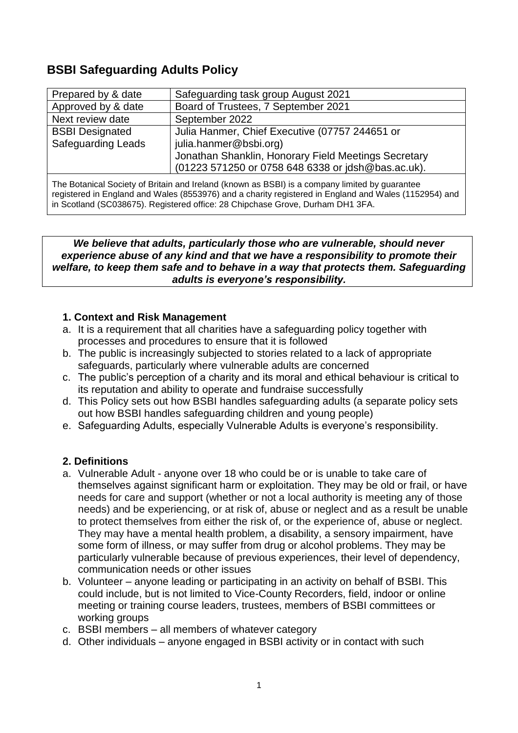# BSBI Safeguarding Adults Policy

| Prepared by & date | Safeguarding task group August 2021 |
|---|---|
| Approved by & date | Board of Trustees, 7 September 2021 |
| Next review date | September 2022 |
| BSBI Designated Safeguarding Leads | Julia Hanmer, Chief Executive (07757 244651 or julia.hanmer@bsbi.org) Jonathan Shanklin, Honorary Field Meetings Secretary (01223 571250 or 0758 648 6338 or jdsh@bas.ac.uk). |
| The Botanical Society of Britain and Ireland (known as BSBI) is a company limited by guarantee registered in England and Wales (8553976) and a charity registered in England and Wales (1152954) and in Scotland (SC038675). Registered office: 28 Chipchase Grove, Durham DH1 3FA. | |

***We believe that adults, particularly those who are vulnerable, should never experience abuse of any kind and that we have a responsibility to promote their welfare, to keep them safe and to behave in a way that protects them. Safeguarding adults is everyone's responsibility.***

### 1. Context and Risk Management

a. It is a requirement that all charities have a safeguarding policy together with processes and procedures to ensure that it is followed
b. The public is increasingly subjected to stories related to a lack of appropriate safeguards, particularly where vulnerable adults are concerned
c. The public's perception of a charity and its moral and ethical behaviour is critical to its reputation and ability to operate and fundraise successfully
d. This Policy sets out how BSBI handles safeguarding adults (a separate policy sets out how BSBI handles safeguarding children and young people)
e. Safeguarding Adults, especially Vulnerable Adults is everyone's responsibility.

### 2. Definitions

a. Vulnerable Adult - anyone over 18 who could be or is unable to take care of themselves against significant harm or exploitation. They may be old or frail, or have needs for care and support (whether or not a local authority is meeting any of those needs) and be experiencing, or at risk of, abuse or neglect and as a result be unable to protect themselves from either the risk of, or the experience of, abuse or neglect. They may have a mental health problem, a disability, a sensory impairment, have some form of illness, or may suffer from drug or alcohol problems. They may be particularly vulnerable because of previous experiences, their level of dependency, communication needs or other issues
b. Volunteer – anyone leading or participating in an activity on behalf of BSBI. This could include, but is not limited to Vice-County Recorders, field, indoor or online meeting or training course leaders, trustees, members of BSBI committees or working groups
c. BSBI members – all members of whatever category
d. Other individuals – anyone engaged in BSBI activity or in contact with such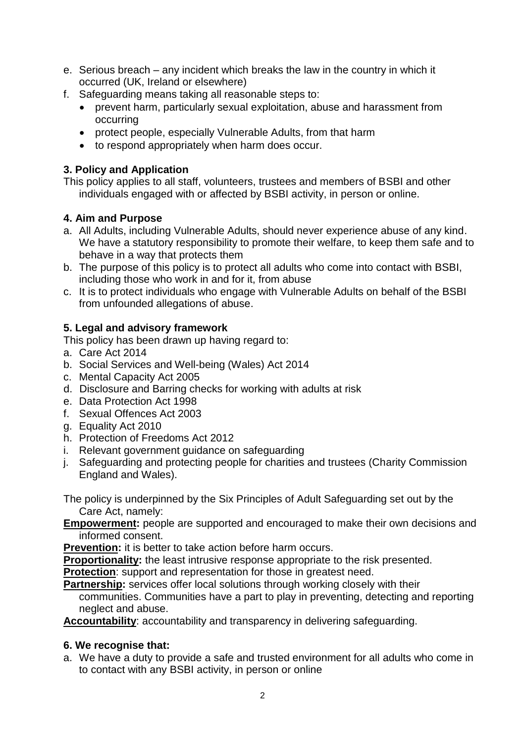e. Serious breach – any incident which breaks the law in the country in which it occurred (UK, Ireland or elsewhere)

f. Safeguarding means taking all reasonable steps to:
   - prevent harm, particularly sexual exploitation, abuse and harassment from occurring
   - protect people, especially Vulnerable Adults, from that harm
   - to respond appropriately when harm does occur.

### 3. Policy and Application

This policy applies to all staff, volunteers, trustees and members of BSBI and other individuals engaged with or affected by BSBI activity, in person or online.

### 4. Aim and Purpose

a. All Adults, including Vulnerable Adults, should never experience abuse of any kind. We have a statutory responsibility to promote their welfare, to keep them safe and to behave in a way that protects them

b. The purpose of this policy is to protect all adults who come into contact with BSBI, including those who work in and for it, from abuse

c. It is to protect individuals who engage with Vulnerable Adults on behalf of the BSBI from unfounded allegations of abuse.

### 5. Legal and advisory framework

This policy has been drawn up having regard to:

a. Care Act 2014

b. Social Services and Well-being (Wales) Act 2014

c. Mental Capacity Act 2005

d. Disclosure and Barring checks for working with adults at risk

e. Data Protection Act 1998

f. Sexual Offences Act 2003

g. Equality Act 2010

h. Protection of Freedoms Act 2012

i. Relevant government guidance on safeguarding

j. Safeguarding and protecting people for charities and trustees (Charity Commission England and Wales).

The policy is underpinned by the Six Principles of Adult Safeguarding set out by the Care Act, namely:

**Empowerment:** people are supported and encouraged to make their own decisions and informed consent.

**Prevention:** it is better to take action before harm occurs.

**Proportionality:** the least intrusive response appropriate to the risk presented.

**Protection**: support and representation for those in greatest need.

**Partnership:** services offer local solutions through working closely with their communities. Communities have a part to play in preventing, detecting and reporting neglect and abuse.

**Accountability**: accountability and transparency in delivering safeguarding.

### 6. We recognise that:

a. We have a duty to provide a safe and trusted environment for all adults who come in to contact with any BSBI activity, in person or online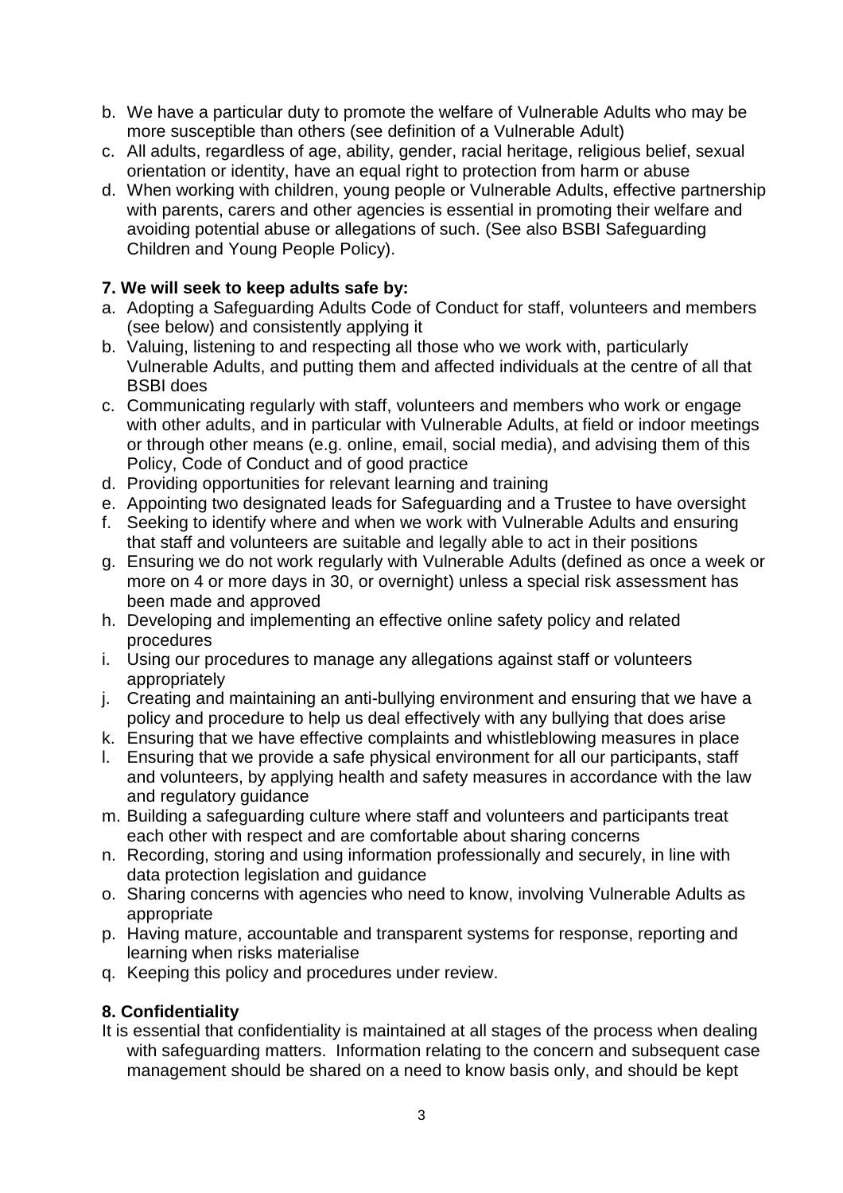b. We have a particular duty to promote the welfare of Vulnerable Adults who may be more susceptible than others (see definition of a Vulnerable Adult)
c. All adults, regardless of age, ability, gender, racial heritage, religious belief, sexual orientation or identity, have an equal right to protection from harm or abuse
d. When working with children, young people or Vulnerable Adults, effective partnership with parents, carers and other agencies is essential in promoting their welfare and avoiding potential abuse or allegations of such. (See also BSBI Safeguarding Children and Young People Policy).

**7. We will seek to keep adults safe by:**

a. Adopting a Safeguarding Adults Code of Conduct for staff, volunteers and members (see below) and consistently applying it
b. Valuing, listening to and respecting all those who we work with, particularly Vulnerable Adults, and putting them and affected individuals at the centre of all that BSBI does
c. Communicating regularly with staff, volunteers and members who work or engage with other adults, and in particular with Vulnerable Adults, at field or indoor meetings or through other means (e.g. online, email, social media), and advising them of this Policy, Code of Conduct and of good practice
d. Providing opportunities for relevant learning and training
e. Appointing two designated leads for Safeguarding and a Trustee to have oversight
f. Seeking to identify where and when we work with Vulnerable Adults and ensuring that staff and volunteers are suitable and legally able to act in their positions
g. Ensuring we do not work regularly with Vulnerable Adults (defined as once a week or more on 4 or more days in 30, or overnight) unless a special risk assessment has been made and approved
h. Developing and implementing an effective online safety policy and related procedures
i. Using our procedures to manage any allegations against staff or volunteers appropriately
j. Creating and maintaining an anti-bullying environment and ensuring that we have a policy and procedure to help us deal effectively with any bullying that does arise
k. Ensuring that we have effective complaints and whistleblowing measures in place
l. Ensuring that we provide a safe physical environment for all our participants, staff and volunteers, by applying health and safety measures in accordance with the law and regulatory guidance
m. Building a safeguarding culture where staff and volunteers and participants treat each other with respect and are comfortable about sharing concerns
n. Recording, storing and using information professionally and securely, in line with data protection legislation and guidance
o. Sharing concerns with agencies who need to know, involving Vulnerable Adults as appropriate
p. Having mature, accountable and transparent systems for response, reporting and learning when risks materialise
q. Keeping this policy and procedures under review.

**8. Confidentiality**

It is essential that confidentiality is maintained at all stages of the process when dealing with safeguarding matters. Information relating to the concern and subsequent case management should be shared on a need to know basis only, and should be kept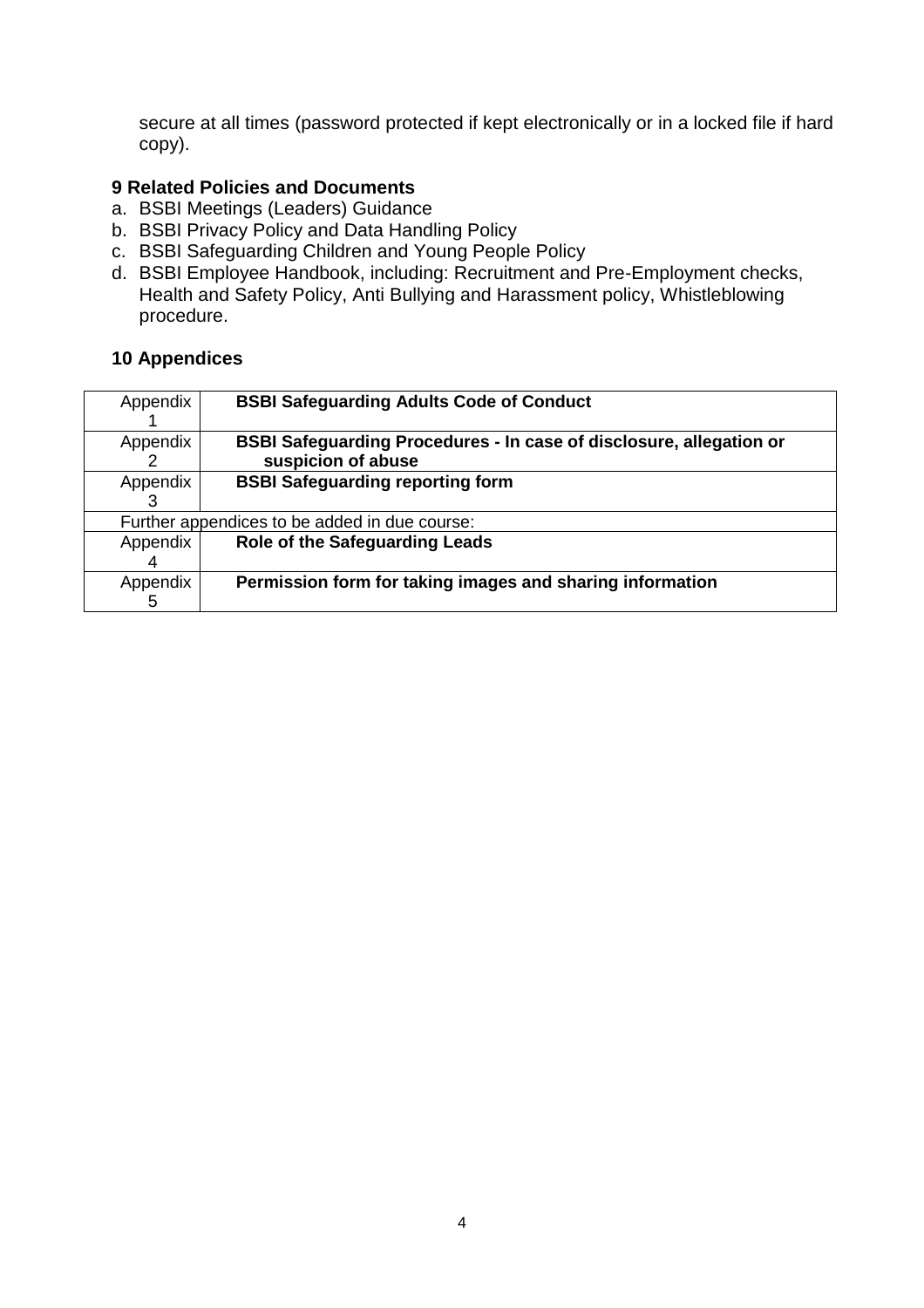secure at all times (password protected if kept electronically or in a locked file if hard copy).

## 9 Related Policies and Documents

a. BSBI Meetings (Leaders) Guidance
b. BSBI Privacy Policy and Data Handling Policy
c. BSBI Safeguarding Children and Young People Policy
d. BSBI Employee Handbook, including: Recruitment and Pre-Employment checks, Health and Safety Policy, Anti Bullying and Harassment policy, Whistleblowing procedure.

## 10 Appendices

| | |
|---|---|
| Appendix 1 | **BSBI Safeguarding Adults Code of Conduct** |
| Appendix 2 | **BSBI Safeguarding Procedures - In case of disclosure, allegation or suspicion of abuse** |
| Appendix 3 | **BSBI Safeguarding reporting form** |
| Further appendices to be added in due course: | |
| Appendix 4 | **Role of the Safeguarding Leads** |
| Appendix 5 | **Permission form for taking images and sharing information** |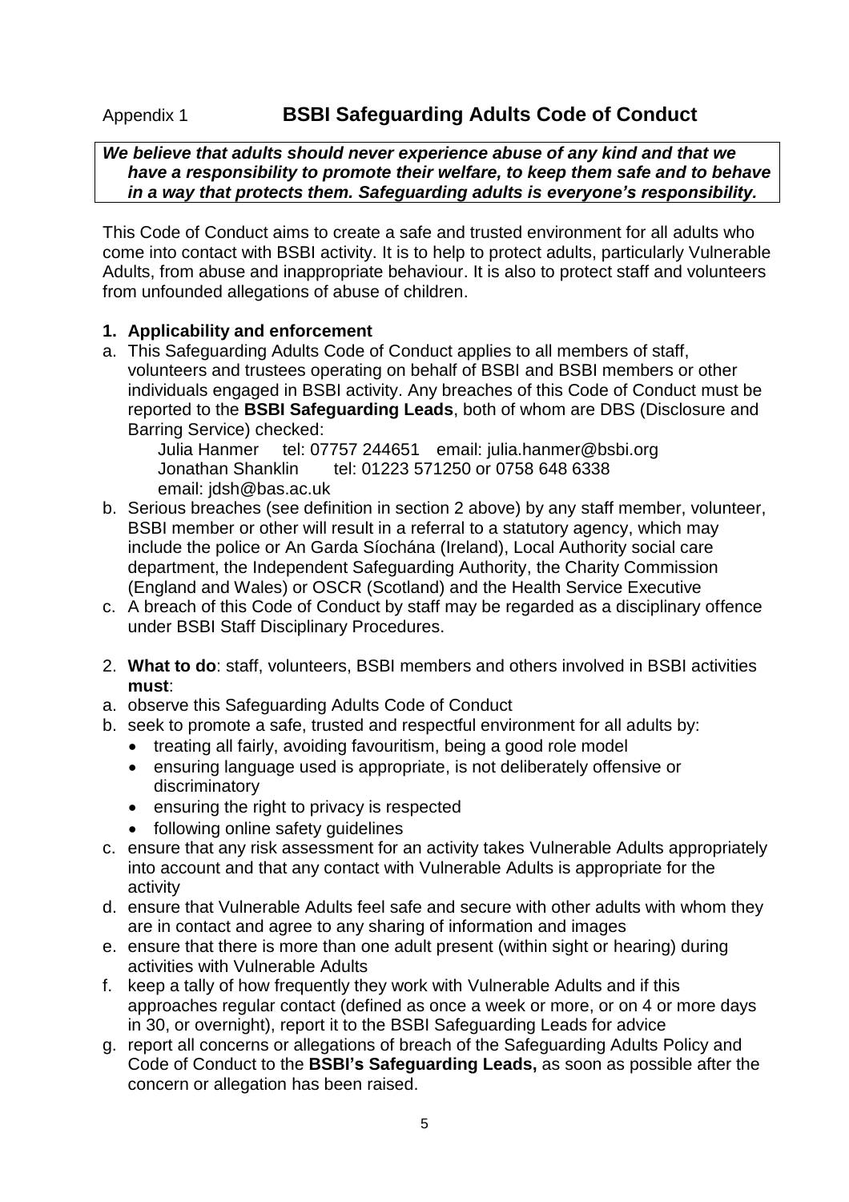Appendix 1

# BSBI Safeguarding Adults Code of Conduct

***We believe that adults should never experience abuse of any kind and that we have a responsibility to promote their welfare, to keep them safe and to behave in a way that protects them. Safeguarding adults is everyone's responsibility.***

This Code of Conduct aims to create a safe and trusted environment for all adults who come into contact with BSBI activity. It is to help to protect adults, particularly Vulnerable Adults, from abuse and inappropriate behaviour. It is also to protect staff and volunteers from unfounded allegations of abuse of children.

**1. Applicability and enforcement**

a. This Safeguarding Adults Code of Conduct applies to all members of staff, volunteers and trustees operating on behalf of BSBI and BSBI members or other individuals engaged in BSBI activity. Any breaches of this Code of Conduct must be reported to the **BSBI Safeguarding Leads**, both of whom are DBS (Disclosure and Barring Service) checked:
   Julia Hanmer tel: 07757 244651 email: julia.hanmer@bsbi.org
   Jonathan Shanklin tel: 01223 571250 or 0758 648 6338
   email: jdsh@bas.ac.uk

b. Serious breaches (see definition in section 2 above) by any staff member, volunteer, BSBI member or other will result in a referral to a statutory agency, which may include the police or An Garda Síochána (Ireland), Local Authority social care department, the Independent Safeguarding Authority, the Charity Commission (England and Wales) or OSCR (Scotland) and the Health Service Executive

c. A breach of this Code of Conduct by staff may be regarded as a disciplinary offence under BSBI Staff Disciplinary Procedures.

2. **What to do**: staff, volunteers, BSBI members and others involved in BSBI activities **must**:

a. observe this Safeguarding Adults Code of Conduct

b. seek to promote a safe, trusted and respectful environment for all adults by:
   - treating all fairly, avoiding favouritism, being a good role model
   - ensuring language used is appropriate, is not deliberately offensive or discriminatory
   - ensuring the right to privacy is respected
   - following online safety guidelines

c. ensure that any risk assessment for an activity takes Vulnerable Adults appropriately into account and that any contact with Vulnerable Adults is appropriate for the activity

d. ensure that Vulnerable Adults feel safe and secure with other adults with whom they are in contact and agree to any sharing of information and images

e. ensure that there is more than one adult present (within sight or hearing) during activities with Vulnerable Adults

f. keep a tally of how frequently they work with Vulnerable Adults and if this approaches regular contact (defined as once a week or more, or on 4 or more days in 30, or overnight), report it to the BSBI Safeguarding Leads for advice

g. report all concerns or allegations of breach of the Safeguarding Adults Policy and Code of Conduct to the **BSBI's Safeguarding Leads,** as soon as possible after the concern or allegation has been raised.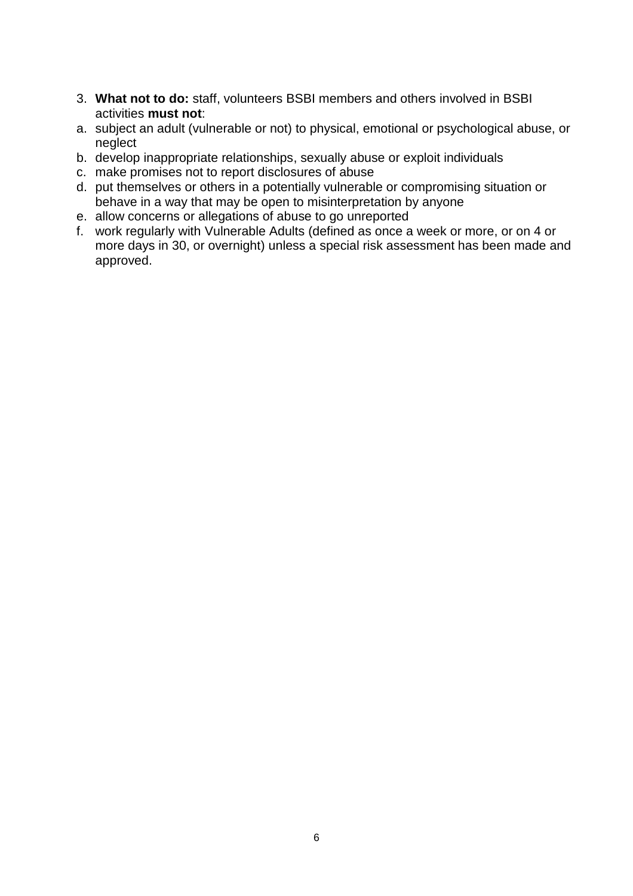3. **What not to do:** staff, volunteers BSBI members and others involved in BSBI activities **must not**:

a. subject an adult (vulnerable or not) to physical, emotional or psychological abuse, or neglect
b. develop inappropriate relationships, sexually abuse or exploit individuals
c. make promises not to report disclosures of abuse
d. put themselves or others in a potentially vulnerable or compromising situation or behave in a way that may be open to misinterpretation by anyone
e. allow concerns or allegations of abuse to go unreported
f. work regularly with Vulnerable Adults (defined as once a week or more, or on 4 or more days in 30, or overnight) unless a special risk assessment has been made and approved.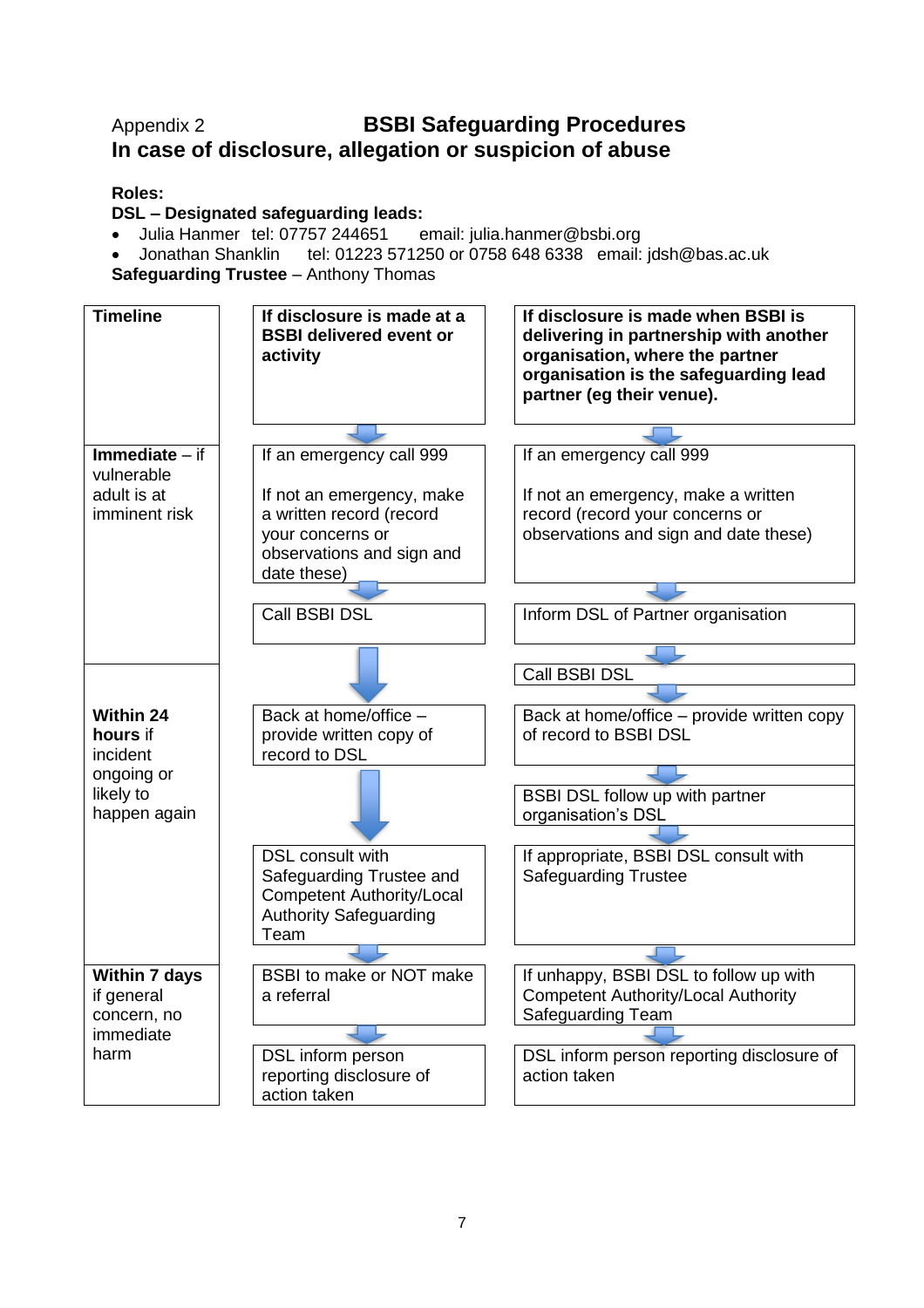Appendix 2 **BSBI Safeguarding Procedures**

**In case of disclosure, allegation or suspicion of abuse**

**Roles:**

**DSL – Designated safeguarding leads:**

- Julia Hanmer tel: 07757 244651 email: julia.hanmer@bsbi.org
- Jonathan Shanklin tel: 01223 571250 or 0758 648 6338 email: jdsh@bas.ac.uk

**Safeguarding Trustee** – Anthony Thomas

| Timeline | If disclosure is made at a BSBI delivered event or activity | If disclosure is made when BSBI is delivering in partnership with another organisation, where the partner organisation is the safeguarding lead partner (eg their venue). |
|---|---|---|
| **Immediate** – if vulnerable adult is at imminent risk | If an emergency call 999<br><br>If not an emergency, make a written record (record your concerns or observations and sign and date these)<br>↓<br>Call BSBI DSL | If an emergency call 999<br><br>If not an emergency, make a written record (record your concerns or observations and sign and date these)<br>↓<br>Inform DSL of Partner organisation<br>↓<br>Call BSBI DSL |
| **Within 24 hours** if incident ongoing or likely to happen again | Back at home/office – provide written copy of record to DSL<br>↓<br>DSL consult with Safeguarding Trustee and Competent Authority/Local Authority Safeguarding Team | Back at home/office – provide written copy of record to BSBI DSL<br>↓<br>BSBI DSL follow up with partner organisation's DSL<br>↓<br>If appropriate, BSBI DSL consult with Safeguarding Trustee |
| **Within 7 days** if general concern, no immediate harm | BSBI to make or NOT make a referral<br>↓<br>DSL inform person reporting disclosure of action taken | If unhappy, BSBI DSL to follow up with Competent Authority/Local Authority Safeguarding Team<br>↓<br>DSL inform person reporting disclosure of action taken |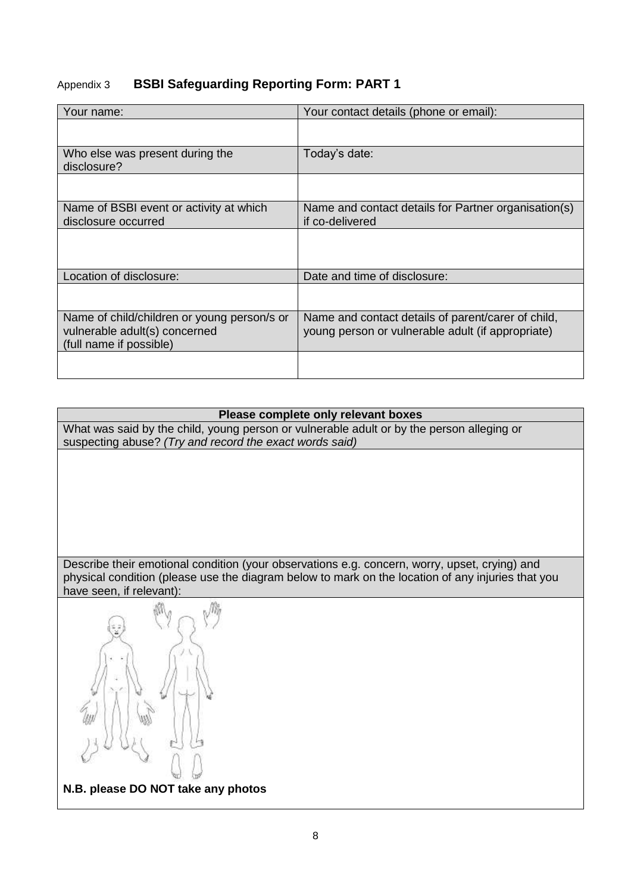Appendix 3 **BSBI Safeguarding Reporting Form: PART 1**

| Your name: | Your contact details (phone or email): |
|---|---|
| | |
| Who else was present during the disclosure? | Today's date: |
| | |
| Name of BSBI event or activity at which disclosure occurred | Name and contact details for Partner organisation(s) if co-delivered |
| | |
| Location of disclosure: | Date and time of disclosure: |
| | |
| Name of child/children or young person/s or vulnerable adult(s) concerned (full name if possible) | Name and contact details of parent/carer of child, young person or vulnerable adult (if appropriate) |
| | |

| **Please complete only relevant boxes** |
|---|
| What was said by the child, young person or vulnerable adult or by the person alleging or suspecting abuse? *(Try and record the exact words said)* |
| |
| Describe their emotional condition (your observations e.g. concern, worry, upset, crying) and physical condition (please use the diagram below to mark on the location of any injuries that you have seen, if relevant): |
| **N.B. please DO NOT take any photos** |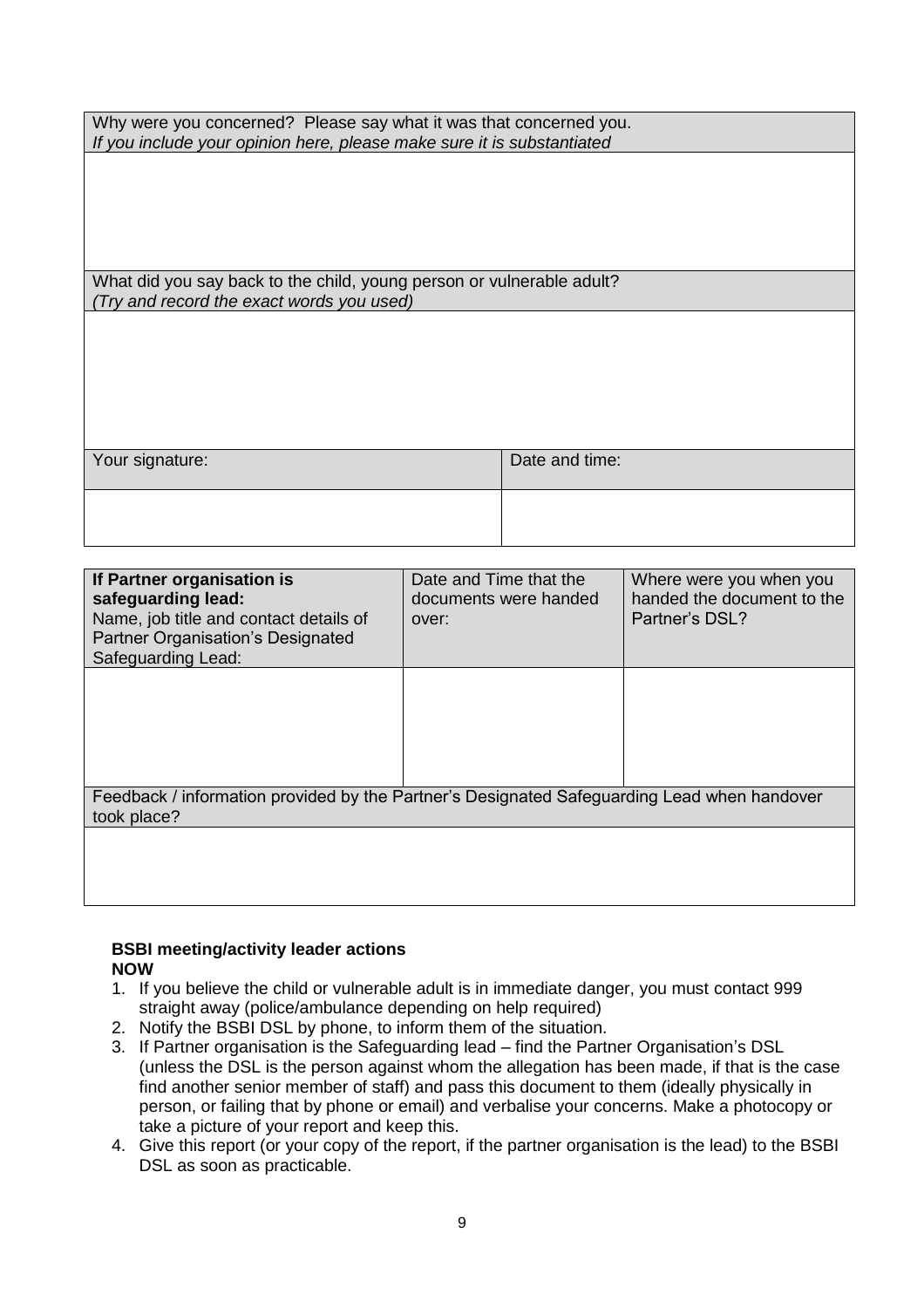| Why were you concerned? Please say what it was that concerned you. *If you include your opinion here, please make sure it is substantiated* | |
| --- | --- |
| | |
| What did you say back to the child, young person or vulnerable adult? *(Try and record the exact words you used)* | |
| | |
| Your signature: | Date and time: |
| | |

| **If Partner organisation is safeguarding lead:** Name, job title and contact details of Partner Organisation's Designated Safeguarding Lead: | Date and Time that the documents were handed over: | Where were you when you handed the document to the Partner's DSL? |
| --- | --- | --- |
| | | |
| Feedback / information provided by the Partner's Designated Safeguarding Lead when handover took place? | | |
| | | |

**BSBI meeting/activity leader actions**
**NOW**

1. If you believe the child or vulnerable adult is in immediate danger, you must contact 999 straight away (police/ambulance depending on help required)
2. Notify the BSBI DSL by phone, to inform them of the situation.
3. If Partner organisation is the Safeguarding lead – find the Partner Organisation's DSL (unless the DSL is the person against whom the allegation has been made, if that is the case find another senior member of staff) and pass this document to them (ideally physically in person, or failing that by phone or email) and verbalise your concerns. Make a photocopy or take a picture of your report and keep this.
4. Give this report (or your copy of the report, if the partner organisation is the lead) to the BSBI DSL as soon as practicable.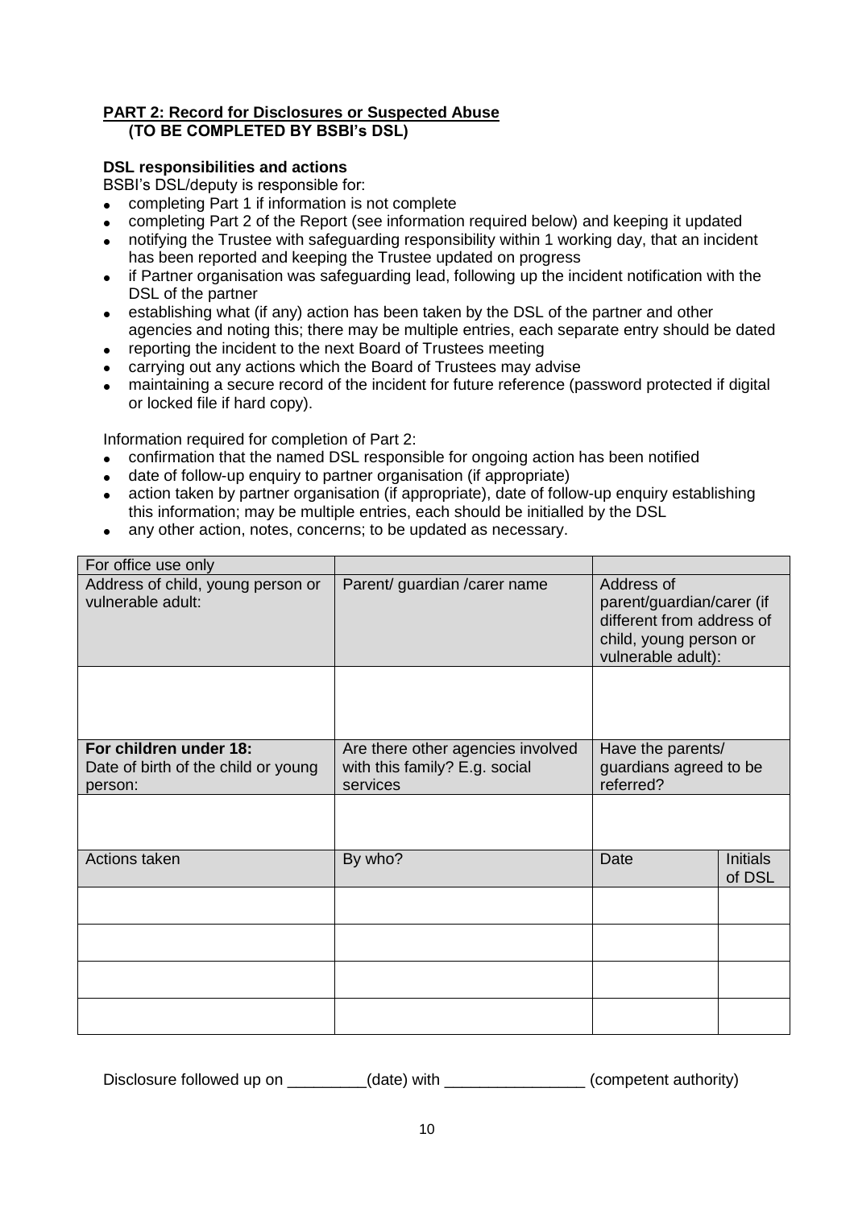**PART 2: Record for Disclosures or Suspected Abuse**
**(TO BE COMPLETED BY BSBI's DSL)**

**DSL responsibilities and actions**

BSBI's DSL/deputy is responsible for:

- completing Part 1 if information is not complete
- completing Part 2 of the Report (see information required below) and keeping it updated
- notifying the Trustee with safeguarding responsibility within 1 working day, that an incident has been reported and keeping the Trustee updated on progress
- if Partner organisation was safeguarding lead, following up the incident notification with the DSL of the partner
- establishing what (if any) action has been taken by the DSL of the partner and other agencies and noting this; there may be multiple entries, each separate entry should be dated
- reporting the incident to the next Board of Trustees meeting
- carrying out any actions which the Board of Trustees may advise
- maintaining a secure record of the incident for future reference (password protected if digital or locked file if hard copy).

Information required for completion of Part 2:

- confirmation that the named DSL responsible for ongoing action has been notified
- date of follow-up enquiry to partner organisation (if appropriate)
- action taken by partner organisation (if appropriate), date of follow-up enquiry establishing this information; may be multiple entries, each should be initialled by the DSL
- any other action, notes, concerns; to be updated as necessary.

| For office use only | | | |
|---|---|---|---|
| Address of child, young person or vulnerable adult: | Parent/ guardian /carer name | Address of parent/guardian/carer (if different from address of child, young person or vulnerable adult): | |
| | | | |
| **For children under 18:** Date of birth of the child or young person: | Are there other agencies involved with this family? E.g. social services | Have the parents/ guardians agreed to be referred? | |
| | | | |
| Actions taken | By who? | Date | Initials of DSL |
| | | | |
| | | | |
| | | | |
| | | | |

Disclosure followed up on _________(date) with ________________ (competent authority)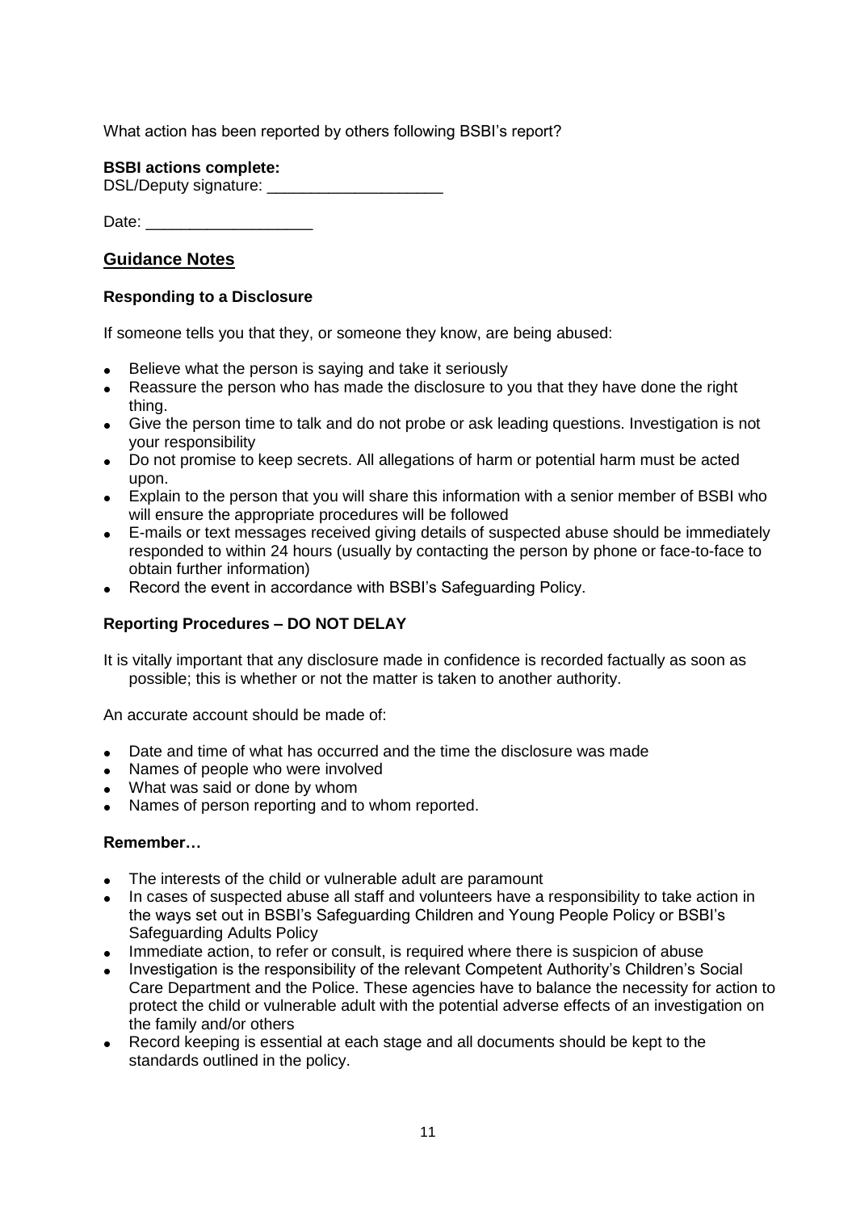What action has been reported by others following BSBI's report?

**BSBI actions complete:**
DSL/Deputy signature: ____________________

Date: ___________________

## Guidance Notes

### Responding to a Disclosure

If someone tells you that they, or someone they know, are being abused:

- Believe what the person is saying and take it seriously
- Reassure the person who has made the disclosure to you that they have done the right thing.
- Give the person time to talk and do not probe or ask leading questions. Investigation is not your responsibility
- Do not promise to keep secrets. All allegations of harm or potential harm must be acted upon.
- Explain to the person that you will share this information with a senior member of BSBI who will ensure the appropriate procedures will be followed
- E-mails or text messages received giving details of suspected abuse should be immediately responded to within 24 hours (usually by contacting the person by phone or face-to-face to obtain further information)
- Record the event in accordance with BSBI's Safeguarding Policy.

### Reporting Procedures – DO NOT DELAY

It is vitally important that any disclosure made in confidence is recorded factually as soon as possible; this is whether or not the matter is taken to another authority.

An accurate account should be made of:

- Date and time of what has occurred and the time the disclosure was made
- Names of people who were involved
- What was said or done by whom
- Names of person reporting and to whom reported.

### Remember…

- The interests of the child or vulnerable adult are paramount
- In cases of suspected abuse all staff and volunteers have a responsibility to take action in the ways set out in BSBI's Safeguarding Children and Young People Policy or BSBI's Safeguarding Adults Policy
- Immediate action, to refer or consult, is required where there is suspicion of abuse
- Investigation is the responsibility of the relevant Competent Authority's Children's Social Care Department and the Police. These agencies have to balance the necessity for action to protect the child or vulnerable adult with the potential adverse effects of an investigation on the family and/or others
- Record keeping is essential at each stage and all documents should be kept to the standards outlined in the policy.